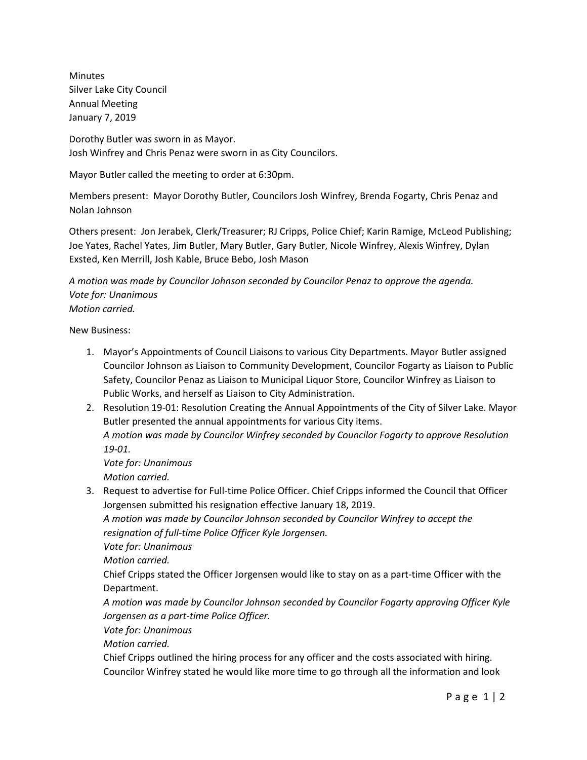Minutes
Silver Lake City Council
Annual Meeting
January 7, 2019

Dorothy Butler was sworn in as Mayor.
Josh Winfrey and Chris Penaz were sworn in as City Councilors.

Mayor Butler called the meeting to order at 6:30pm.

Members present: Mayor Dorothy Butler, Councilors Josh Winfrey, Brenda Fogarty, Chris Penaz and Nolan Johnson

Others present: Jon Jerabek, Clerk/Treasurer; RJ Cripps, Police Chief; Karin Ramige, McLeod Publishing; Joe Yates, Rachel Yates, Jim Butler, Mary Butler, Gary Butler, Nicole Winfrey, Alexis Winfrey, Dylan Exsted, Ken Merrill, Josh Kable, Bruce Bebo, Josh Mason

*A motion was made by Councilor Johnson seconded by Councilor Penaz to approve the agenda.*
*Vote for: Unanimous*
*Motion carried.*

New Business:

1. Mayor's Appointments of Council Liaisons to various City Departments. Mayor Butler assigned Councilor Johnson as Liaison to Community Development, Councilor Fogarty as Liaison to Public Safety, Councilor Penaz as Liaison to Municipal Liquor Store, Councilor Winfrey as Liaison to Public Works, and herself as Liaison to City Administration.
2. Resolution 19-01: Resolution Creating the Annual Appointments of the City of Silver Lake. Mayor Butler presented the annual appointments for various City items.
   *A motion was made by Councilor Winfrey seconded by Councilor Fogarty to approve Resolution 19-01.*
   *Vote for: Unanimous*
   *Motion carried.*
3. Request to advertise for Full-time Police Officer. Chief Cripps informed the Council that Officer Jorgensen submitted his resignation effective January 18, 2019.
   *A motion was made by Councilor Johnson seconded by Councilor Winfrey to accept the resignation of full-time Police Officer Kyle Jorgensen.*
   *Vote for: Unanimous*
   *Motion carried.*
   Chief Cripps stated the Officer Jorgensen would like to stay on as a part-time Officer with the Department.
   *A motion was made by Councilor Johnson seconded by Councilor Fogarty approving Officer Kyle Jorgensen as a part-time Police Officer.*
   *Vote for: Unanimous*
   *Motion carried.*
   Chief Cripps outlined the hiring process for any officer and the costs associated with hiring. Councilor Winfrey stated he would like more time to go through all the information and look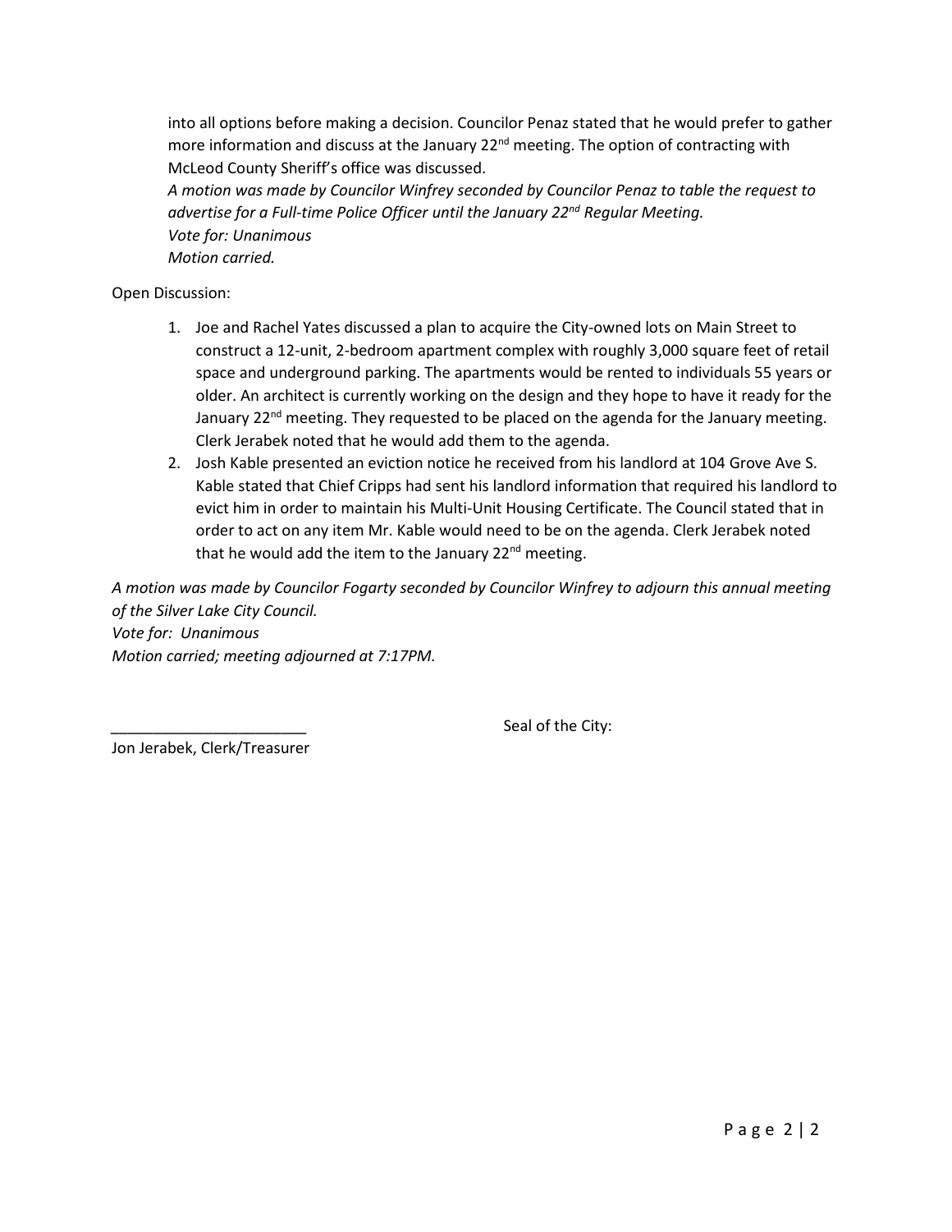into all options before making a decision. Councilor Penaz stated that he would prefer to gather more information and discuss at the January 22nd meeting. The option of contracting with McLeod County Sheriff's office was discussed.
*A motion was made by Councilor Winfrey seconded by Councilor Penaz to table the request to advertise for a Full-time Police Officer until the January 22nd Regular Meeting.*
*Vote for: Unanimous*
*Motion carried.*

Open Discussion:

1. Joe and Rachel Yates discussed a plan to acquire the City-owned lots on Main Street to construct a 12-unit, 2-bedroom apartment complex with roughly 3,000 square feet of retail space and underground parking. The apartments would be rented to individuals 55 years or older. An architect is currently working on the design and they hope to have it ready for the January 22nd meeting. They requested to be placed on the agenda for the January meeting. Clerk Jerabek noted that he would add them to the agenda.
2. Josh Kable presented an eviction notice he received from his landlord at 104 Grove Ave S. Kable stated that Chief Cripps had sent his landlord information that required his landlord to evict him in order to maintain his Multi-Unit Housing Certificate. The Council stated that in order to act on any item Mr. Kable would need to be on the agenda. Clerk Jerabek noted that he would add the item to the January 22nd meeting.

*A motion was made by Councilor Fogarty seconded by Councilor Winfrey to adjourn this annual meeting of the Silver Lake City Council.*
*Vote for: Unanimous*
*Motion carried; meeting adjourned at 7:17PM.*

_______________________ Seal of the City:

Jon Jerabek, Clerk/Treasurer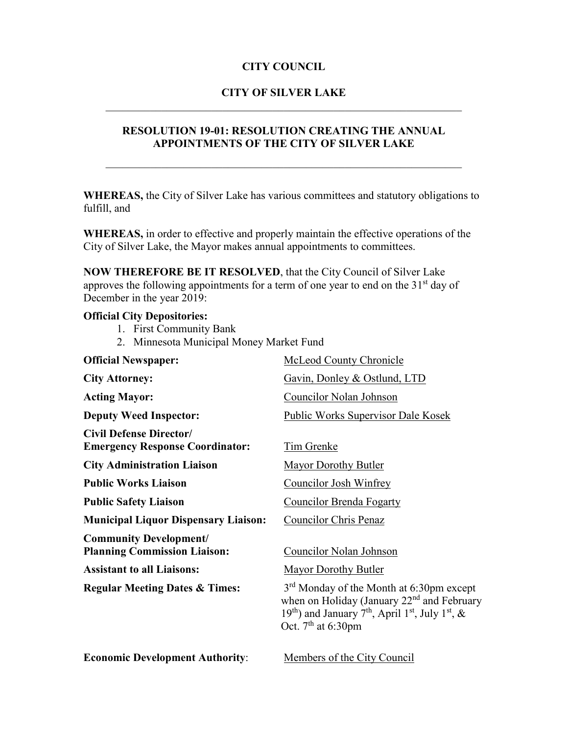**CITY COUNCIL**

**CITY OF SILVER LAKE**

---

**RESOLUTION 19-01: RESOLUTION CREATING THE ANNUAL APPOINTMENTS OF THE CITY OF SILVER LAKE**

---

**WHEREAS,** the City of Silver Lake has various committees and statutory obligations to fulfill, and

**WHEREAS,** in order to effective and properly maintain the effective operations of the City of Silver Lake, the Mayor makes annual appointments to committees.

**NOW THEREFORE BE IT RESOLVED**, that the City Council of Silver Lake approves the following appointments for a term of one year to end on the 31st day of December in the year 2019:

**Official City Depositories:**

1. First Community Bank
2. Minnesota Municipal Money Market Fund

| | |
|---|---|
| **Official Newspaper:** | McLeod County Chronicle |
| **City Attorney:** | Gavin, Donley & Ostlund, LTD |
| **Acting Mayor:** | Councilor Nolan Johnson |
| **Deputy Weed Inspector:** | Public Works Supervisor Dale Kosek |
| **Civil Defense Director/ Emergency Response Coordinator:** | Tim Grenke |
| **City Administration Liaison** | Mayor Dorothy Butler |
| **Public Works Liaison** | Councilor Josh Winfrey |
| **Public Safety Liaison** | Councilor Brenda Fogarty |
| **Municipal Liquor Dispensary Liaison:** | Councilor Chris Penaz |
| **Community Development/ Planning Commission Liaison:** | Councilor Nolan Johnson |
| **Assistant to all Liaisons:** | Mayor Dorothy Butler |
| **Regular Meeting Dates & Times:** | 3rd Monday of the Month at 6:30pm except when on Holiday (January 22nd and February 19th) and January 7th, April 1st, July 1st, & Oct. 7th at 6:30pm |
| **Economic Development Authority**: | Members of the City Council |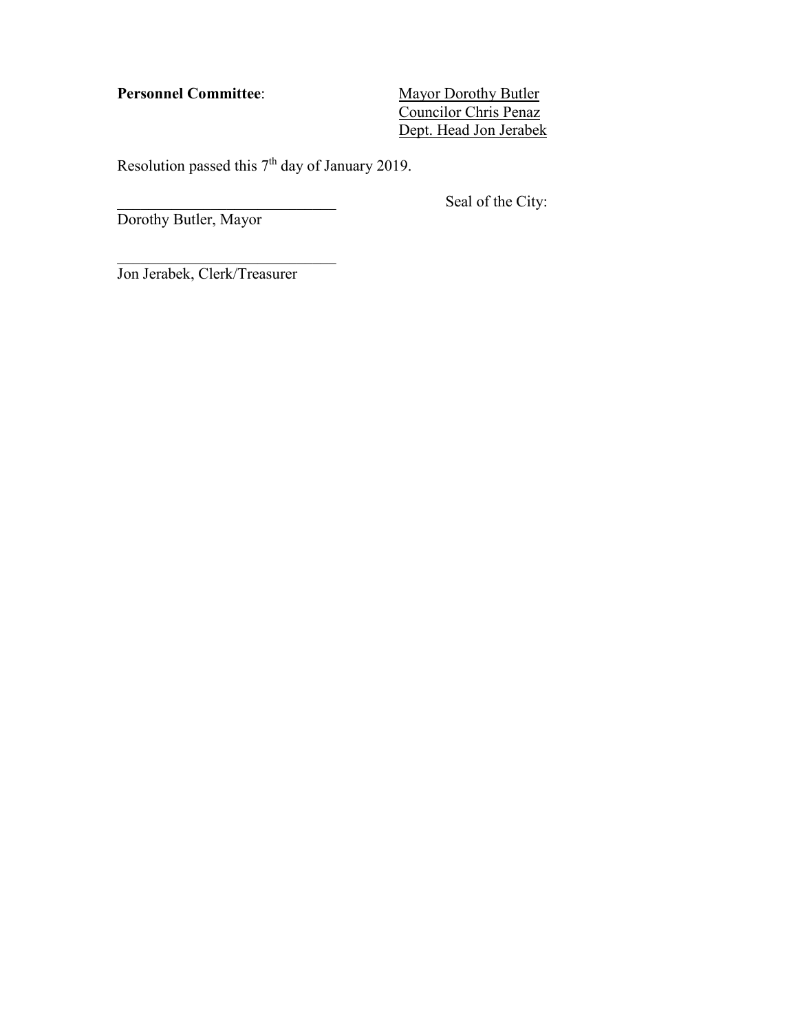**Personnel Committee**: <u>Mayor Dorothy Butler</u>
<u>Councilor Chris Penaz</u>
<u>Dept. Head Jon Jerabek</u>

Resolution passed this 7th day of January 2019.

\_\_\_\_\_\_\_\_\_\_\_\_\_\_\_\_\_\_\_\_\_\_\_\_\_\_\_\_ Seal of the City:

Dorothy Butler, Mayor

\_\_\_\_\_\_\_\_\_\_\_\_\_\_\_\_\_\_\_\_\_\_\_\_\_\_\_\_

Jon Jerabek, Clerk/Treasurer